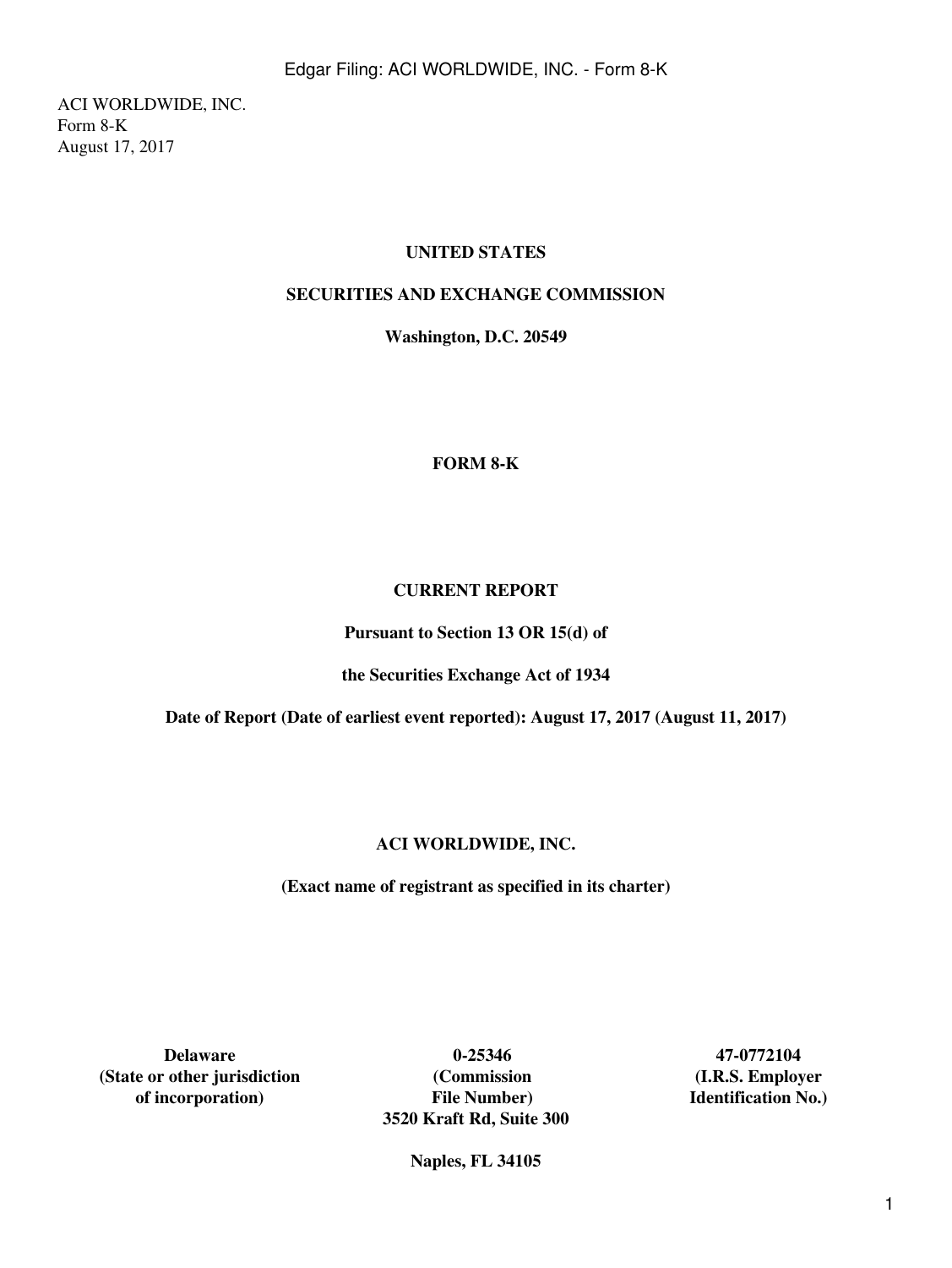ACI WORLDWIDE, INC.
Form 8-K
August 17, 2017

**UNITED STATES**

**SECURITIES AND EXCHANGE COMMISSION**

**Washington, D.C. 20549**

**FORM 8-K**

**CURRENT REPORT**

**Pursuant to Section 13 OR 15(d) of**

**the Securities Exchange Act of 1934**

**Date of Report (Date of earliest event reported): August 17, 2017 (August 11, 2017)**

**ACI WORLDWIDE, INC.**

**(Exact name of registrant as specified in its charter)**

| **Delaware** | **0-25346** | **47-0772104** |
|---|---|---|
| **(State or other jurisdiction of incorporation)** | **(Commission File Number)** | **(I.R.S. Employer Identification No.)** |

**3520 Kraft Rd, Suite 300**

**Naples, FL 34105**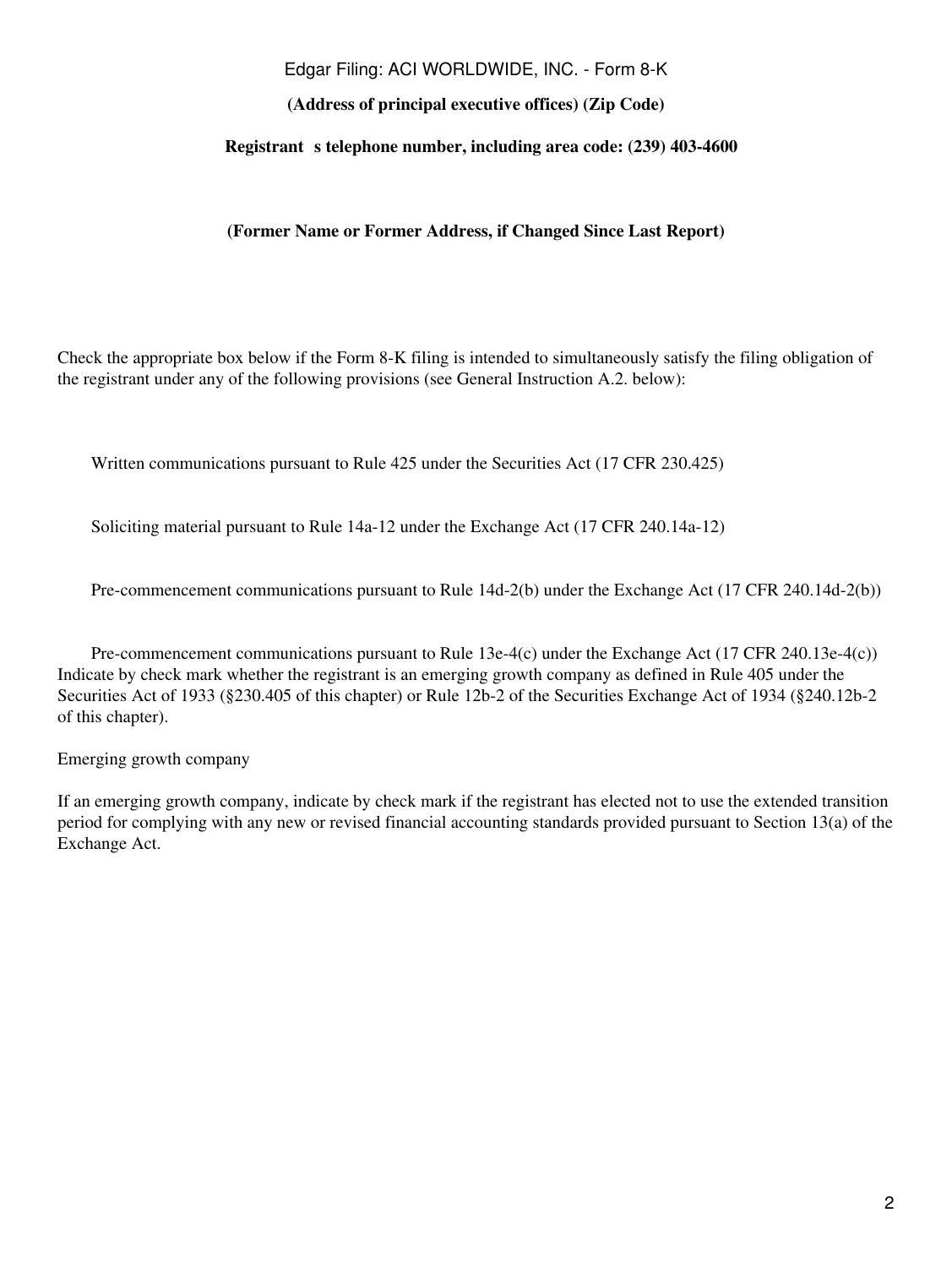**(Address of principal executive offices) (Zip Code)**

**Registrant s telephone number, including area code: (239) 403-4600**

**(Former Name or Former Address, if Changed Since Last Report)**

Check the appropriate box below if the Form 8-K filing is intended to simultaneously satisfy the filing obligation of the registrant under any of the following provisions (see General Instruction A.2. below):

Written communications pursuant to Rule 425 under the Securities Act (17 CFR 230.425)

Soliciting material pursuant to Rule 14a-12 under the Exchange Act (17 CFR 240.14a-12)

Pre-commencement communications pursuant to Rule 14d-2(b) under the Exchange Act (17 CFR 240.14d-2(b))

Pre-commencement communications pursuant to Rule 13e-4(c) under the Exchange Act (17 CFR 240.13e-4(c))
Indicate by check mark whether the registrant is an emerging growth company as defined in Rule 405 under the Securities Act of 1933 (§230.405 of this chapter) or Rule 12b-2 of the Securities Exchange Act of 1934 (§240.12b-2 of this chapter).

Emerging growth company

If an emerging growth company, indicate by check mark if the registrant has elected not to use the extended transition period for complying with any new or revised financial accounting standards provided pursuant to Section 13(a) of the Exchange Act.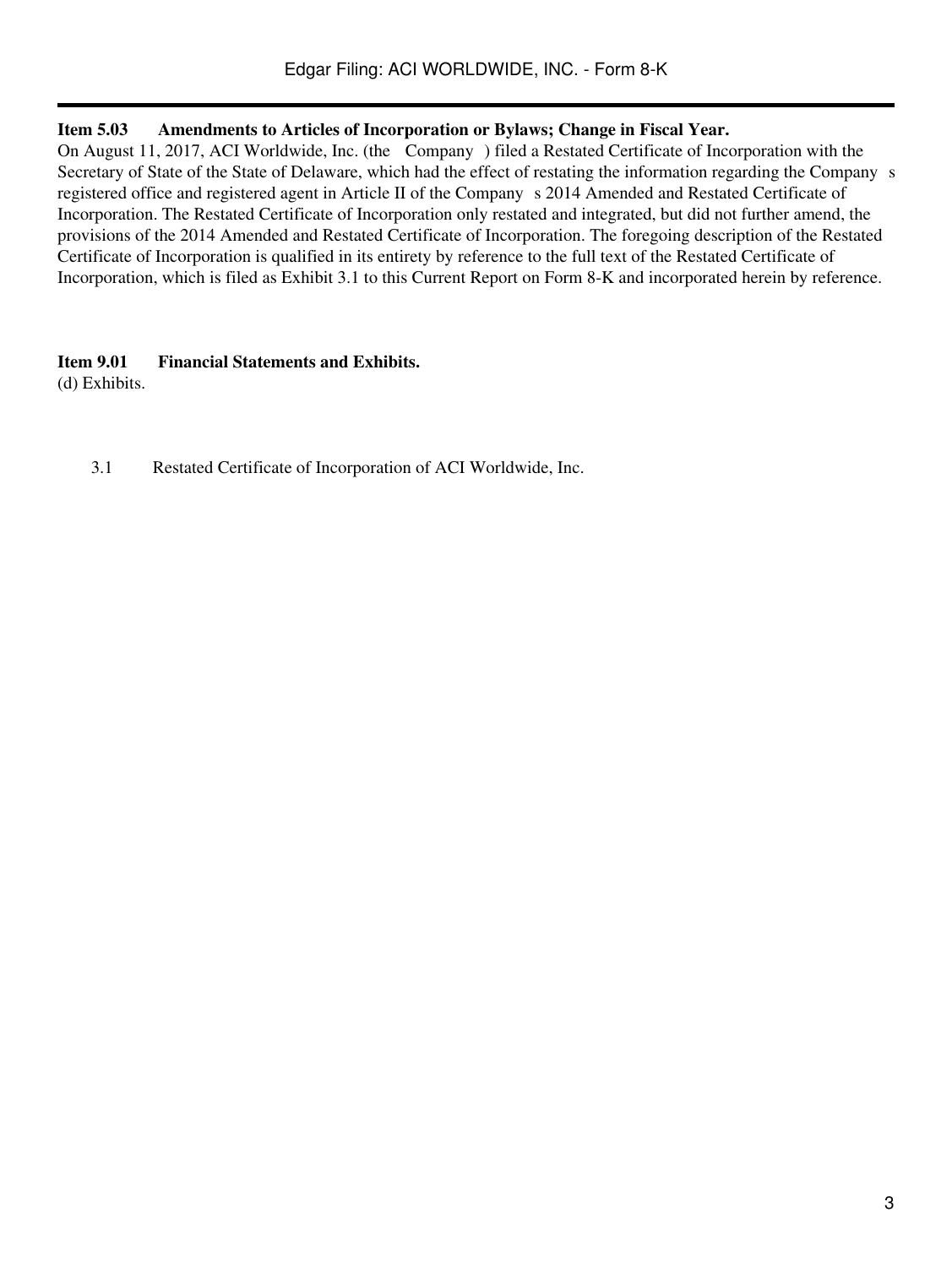**Item 5.03 Amendments to Articles of Incorporation or Bylaws; Change in Fiscal Year.**

On August 11, 2017, ACI Worldwide, Inc. (the Company ) filed a Restated Certificate of Incorporation with the Secretary of State of the State of Delaware, which had the effect of restating the information regarding the Company s registered office and registered agent in Article II of the Company s 2014 Amended and Restated Certificate of Incorporation. The Restated Certificate of Incorporation only restated and integrated, but did not further amend, the provisions of the 2014 Amended and Restated Certificate of Incorporation. The foregoing description of the Restated Certificate of Incorporation is qualified in its entirety by reference to the full text of the Restated Certificate of Incorporation, which is filed as Exhibit 3.1 to this Current Report on Form 8-K and incorporated herein by reference.

**Item 9.01 Financial Statements and Exhibits.**

(d) Exhibits.

3.1 Restated Certificate of Incorporation of ACI Worldwide, Inc.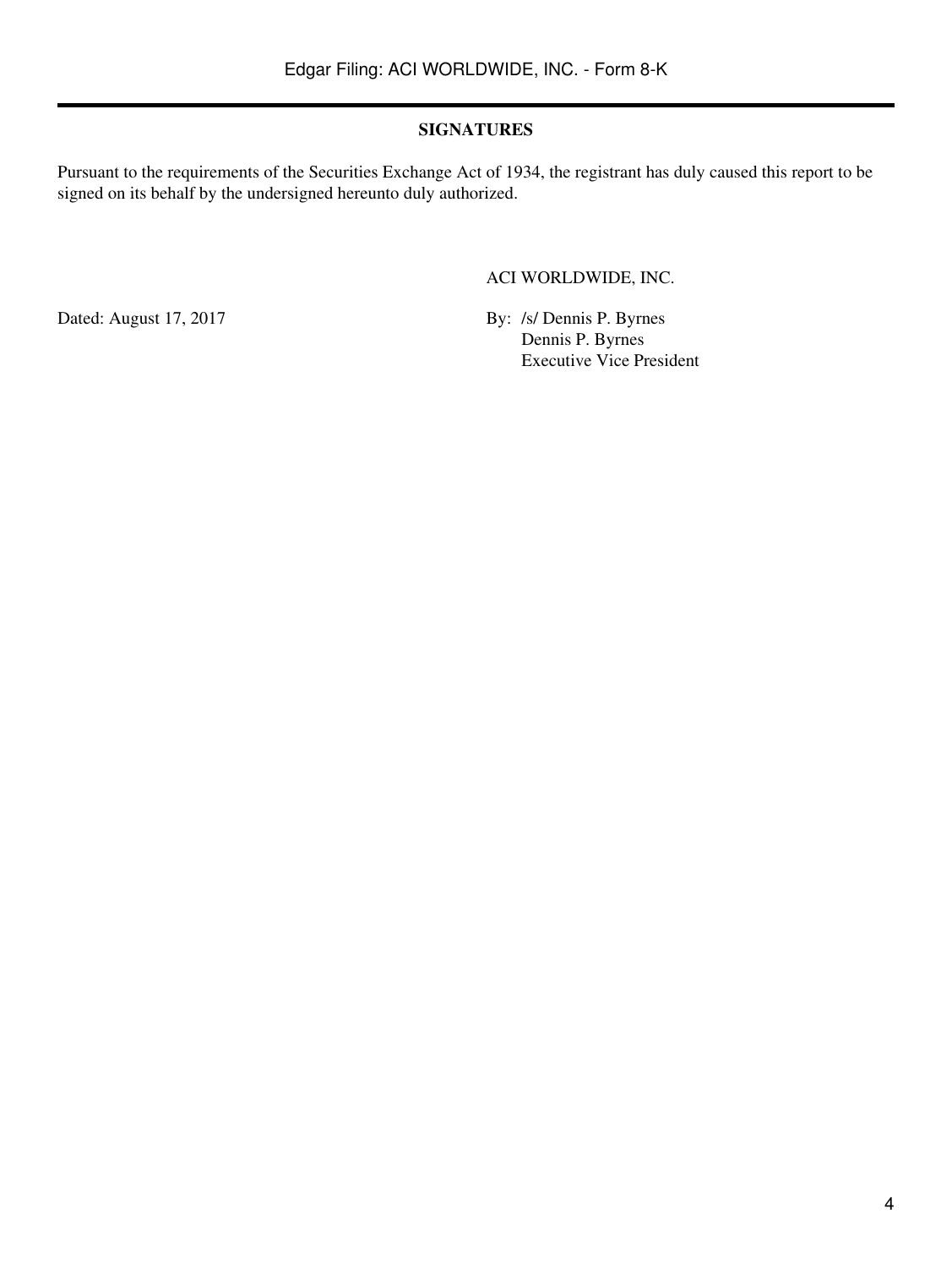**SIGNATURES**

Pursuant to the requirements of the Securities Exchange Act of 1934, the registrant has duly caused this report to be signed on its behalf by the undersigned hereunto duly authorized.

| | |
|---|---|
| | ACI WORLDWIDE, INC. |
| Dated: August 17, 2017 | By: /s/ Dennis P. Byrnes |
| | Dennis P. Byrnes |
| | Executive Vice President |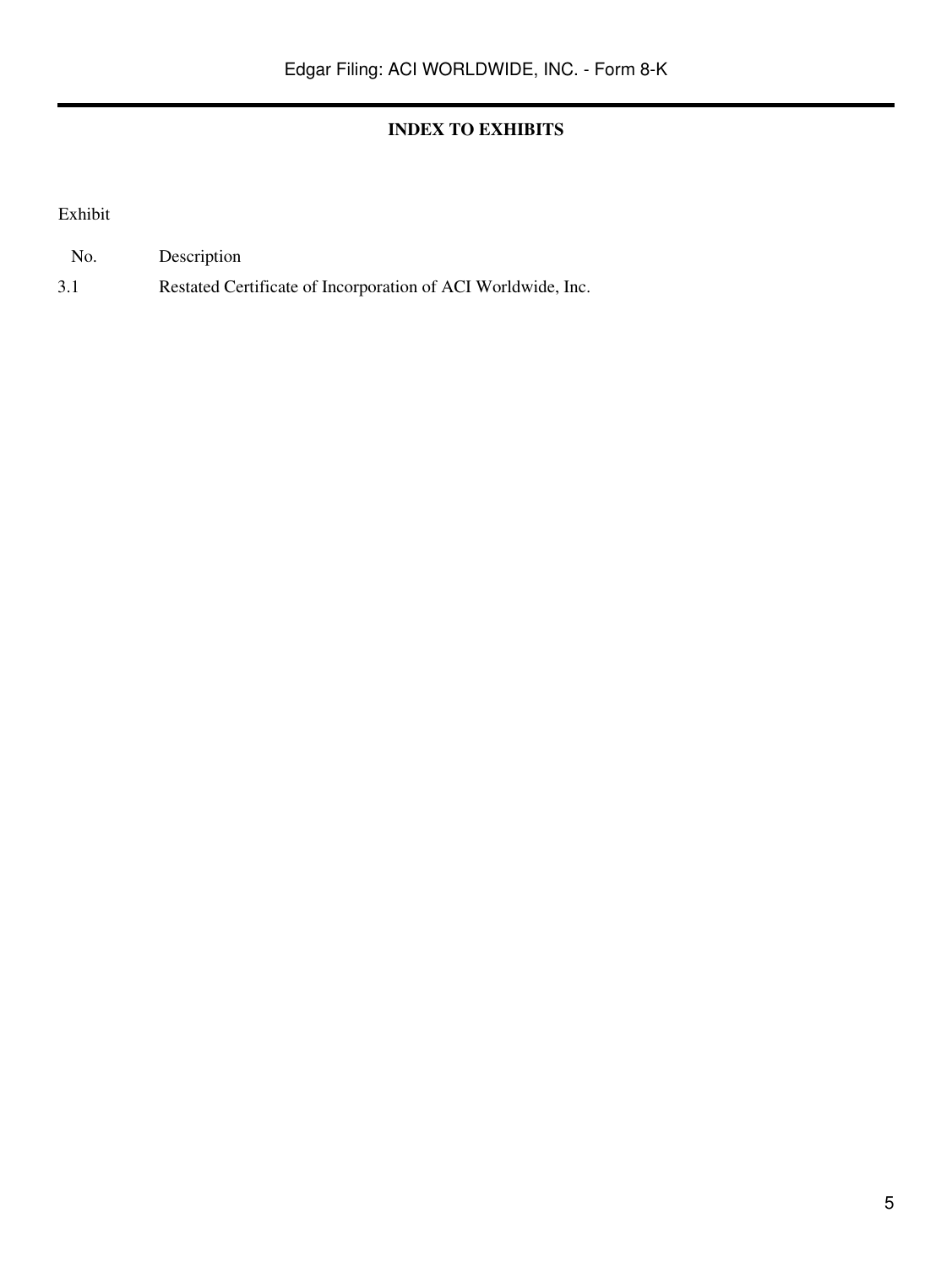**INDEX TO EXHIBITS**

| Exhibit No. | Description |
| --- | --- |
| 3.1 | Restated Certificate of Incorporation of ACI Worldwide, Inc. |